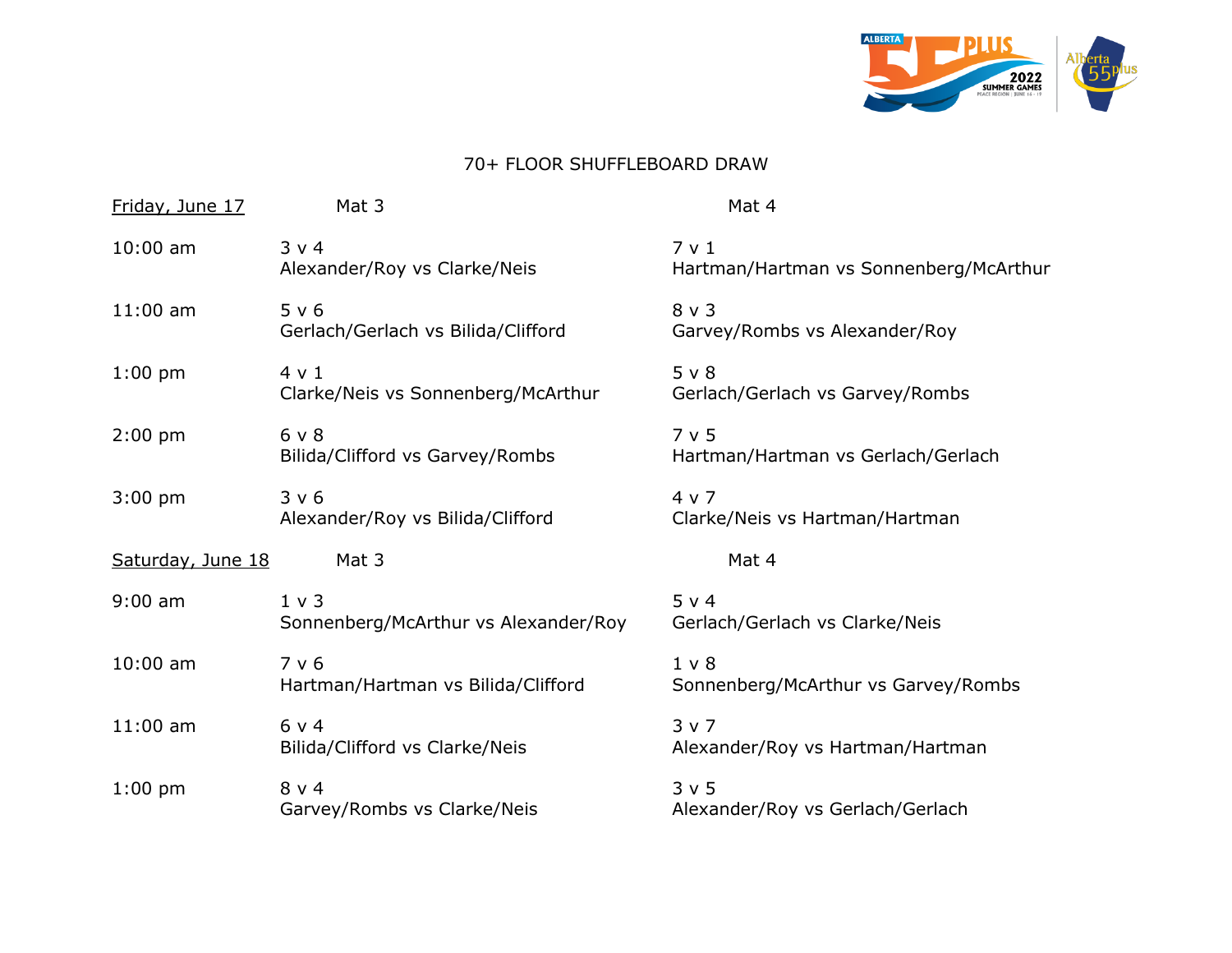# 70+ FLOOR SHUFFLEBOARD DRAW

| Friday, June 17 | Mat 3 | Mat 4 |
| --- | --- | --- |
| 10:00 am | 3 v 4<br>Alexander/Roy vs Clarke/Neis | 7 v 1<br>Hartman/Hartman vs Sonnenberg/McArthur |
| 11:00 am | 5 v 6<br>Gerlach/Gerlach vs Bilida/Clifford | 8 v 3<br>Garvey/Rombs vs Alexander/Roy |
| 1:00 pm | 4 v 1<br>Clarke/Neis vs Sonnenberg/McArthur | 5 v 8<br>Gerlach/Gerlach vs Garvey/Rombs |
| 2:00 pm | 6 v 8<br>Bilida/Clifford vs Garvey/Rombs | 7 v 5<br>Hartman/Hartman vs Gerlach/Gerlach |
| 3:00 pm | 3 v 6<br>Alexander/Roy vs Bilida/Clifford | 4 v 7<br>Clarke/Neis vs Hartman/Hartman |

| Saturday, June 18 | Mat 3 | Mat 4 |
| --- | --- | --- |
| 9:00 am | 1 v 3<br>Sonnenberg/McArthur vs Alexander/Roy | 5 v 4<br>Gerlach/Gerlach vs Clarke/Neis |
| 10:00 am | 7 v 6<br>Hartman/Hartman vs Bilida/Clifford | 1 v 8<br>Sonnenberg/McArthur vs Garvey/Rombs |
| 11:00 am | 6 v 4<br>Bilida/Clifford vs Clarke/Neis | 3 v 7<br>Alexander/Roy vs Hartman/Hartman |
| 1:00 pm | 8 v 4<br>Garvey/Rombs vs Clarke/Neis | 3 v 5<br>Alexander/Roy vs Gerlach/Gerlach |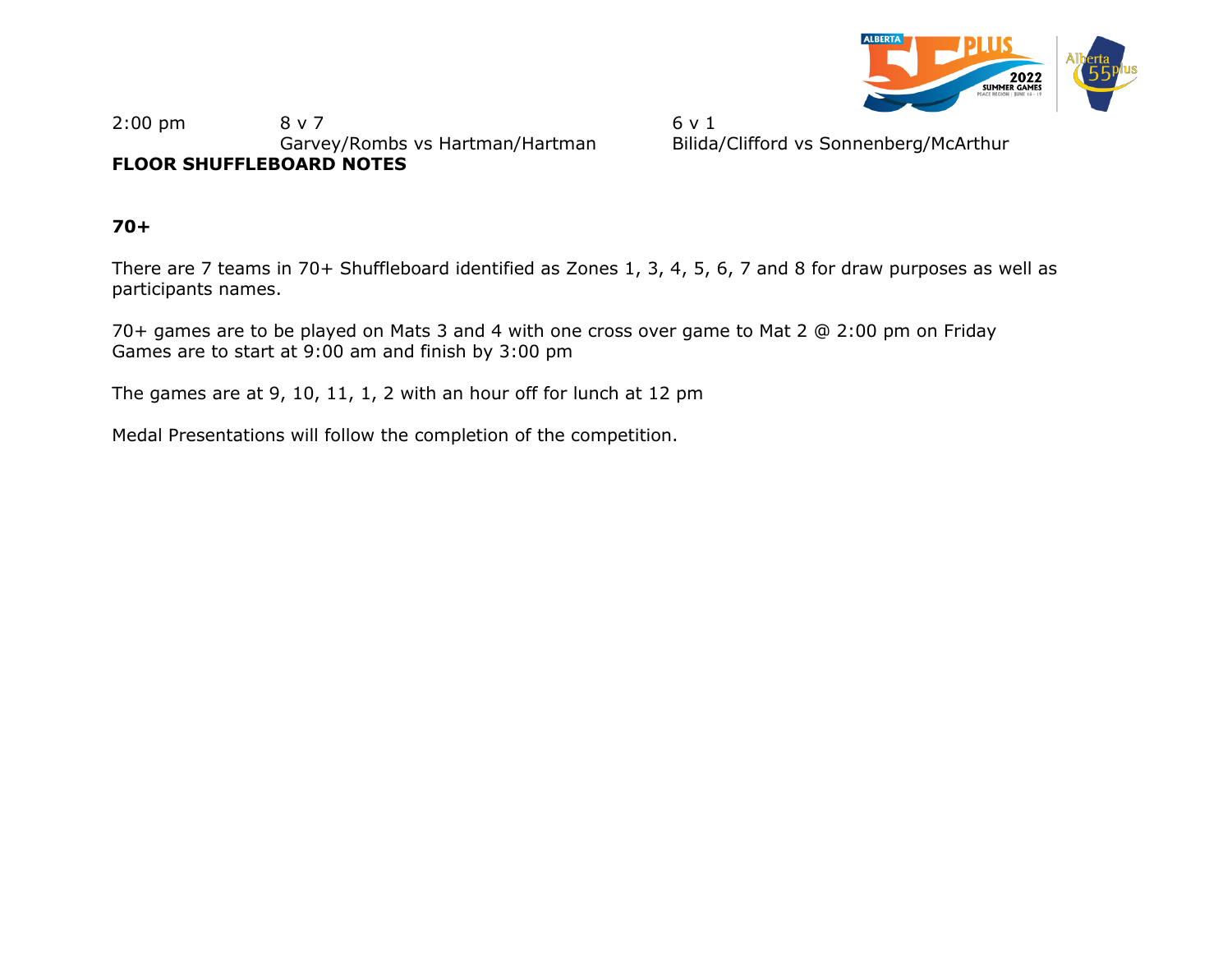| | | |
|---|---|---|
| 2:00 pm | 8 v 7<br>Garvey/Rombs vs Hartman/Hartman | 6 v 1<br>Bilida/Clifford vs Sonnenberg/McArthur |

**FLOOR SHUFFLEBOARD NOTES**

**70+**

There are 7 teams in 70+ Shuffleboard identified as Zones 1, 3, 4, 5, 6, 7 and 8 for draw purposes as well as participants names.

70+ games are to be played on Mats 3 and 4 with one cross over game to Mat 2 @ 2:00 pm on Friday
Games are to start at 9:00 am and finish by 3:00 pm

The games are at 9, 10, 11, 1, 2 with an hour off for lunch at 12 pm

Medal Presentations will follow the completion of the competition.